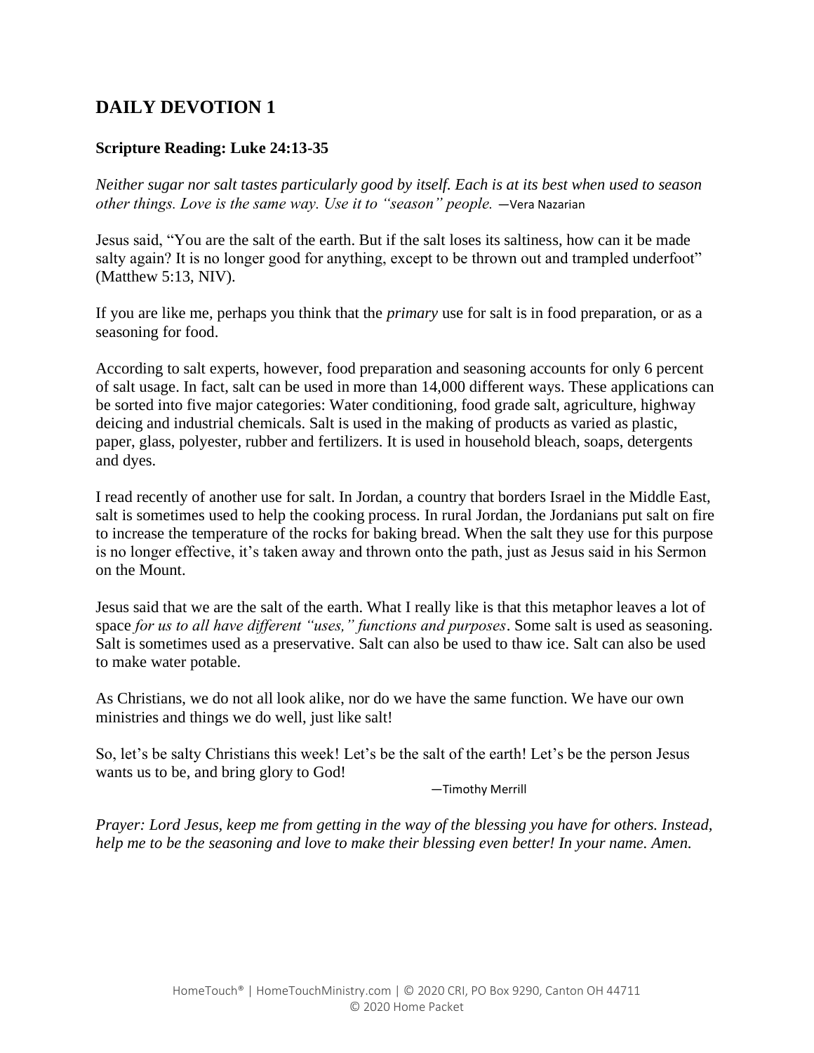## DAILY DEVOTION 1

**Scripture Reading: Luke 24:13-35**

*Neither sugar nor salt tastes particularly good by itself. Each is at its best when used to season other things. Love is the same way. Use it to "season" people.* —Vera Nazarian

Jesus said, "You are the salt of the earth. But if the salt loses its saltiness, how can it be made salty again? It is no longer good for anything, except to be thrown out and trampled underfoot" (Matthew 5:13, NIV).

If you are like me, perhaps you think that the *primary* use for salt is in food preparation, or as a seasoning for food.

According to salt experts, however, food preparation and seasoning accounts for only 6 percent of salt usage. In fact, salt can be used in more than 14,000 different ways. These applications can be sorted into five major categories: Water conditioning, food grade salt, agriculture, highway deicing and industrial chemicals. Salt is used in the making of products as varied as plastic, paper, glass, polyester, rubber and fertilizers. It is used in household bleach, soaps, detergents and dyes.

I read recently of another use for salt. In Jordan, a country that borders Israel in the Middle East, salt is sometimes used to help the cooking process. In rural Jordan, the Jordanians put salt on fire to increase the temperature of the rocks for baking bread. When the salt they use for this purpose is no longer effective, it's taken away and thrown onto the path, just as Jesus said in his Sermon on the Mount.

Jesus said that we are the salt of the earth. What I really like is that this metaphor leaves a lot of space *for us to all have different "uses," functions and purposes*. Some salt is used as seasoning. Salt is sometimes used as a preservative. Salt can also be used to thaw ice. Salt can also be used to make water potable.

As Christians, we do not all look alike, nor do we have the same function. We have our own ministries and things we do well, just like salt!

So, let's be salty Christians this week! Let's be the salt of the earth! Let's be the person Jesus wants us to be, and bring glory to God!

—Timothy Merrill

*Prayer: Lord Jesus, keep me from getting in the way of the blessing you have for others. Instead, help me to be the seasoning and love to make their blessing even better! In your name. Amen.*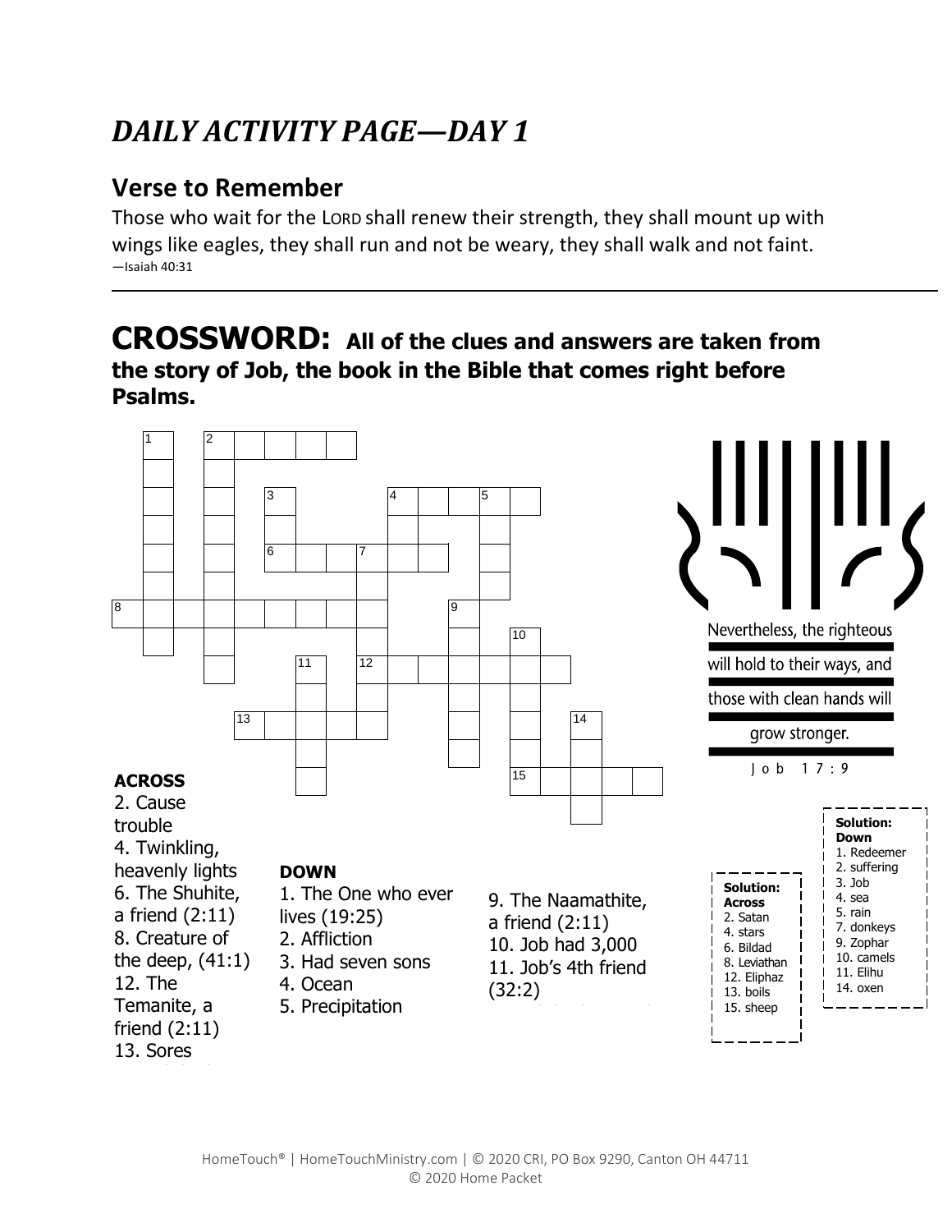# *DAILY ACTIVITY PAGE—DAY 1*

## Verse to Remember

Those who wait for the LORD shall renew their strength, they shall mount up with wings like eagles, they shall run and not be weary, they shall walk and not faint.
—Isaiah 40:31

---

## CROSSWORD: All of the clues and answers are taken from the story of Job, the book in the Bible that comes right before Psalms.

Nevertheless, the righteous will hold to their ways, and those with clean hands will grow stronger.

Job 17:9

**ACROSS**

2. Cause trouble
4. Twinkling, heavenly lights
6. The Shuhite, a friend (2:11)
8. Creature of the deep, (41:1)
12. The Temanite, a friend (2:11)
13. Sores

**DOWN**

1. The One who ever lives (19:25)
2. Affliction
3. Had seven sons
4. Ocean
5. Precipitation
9. The Naamathite, a friend (2:11)
10. Job had 3,000
11. Job's 4th friend (32:2)

**Solution: Across**
2. Satan
4. stars
6. Bildad
8. Leviathan
12. Eliphaz
13. boils
15. sheep

**Solution: Down**
1. Redeemer
2. suffering
3. Job
4. sea
5. rain
7. donkeys
9. Zophar
10. camels
11. Elihu
14. oxen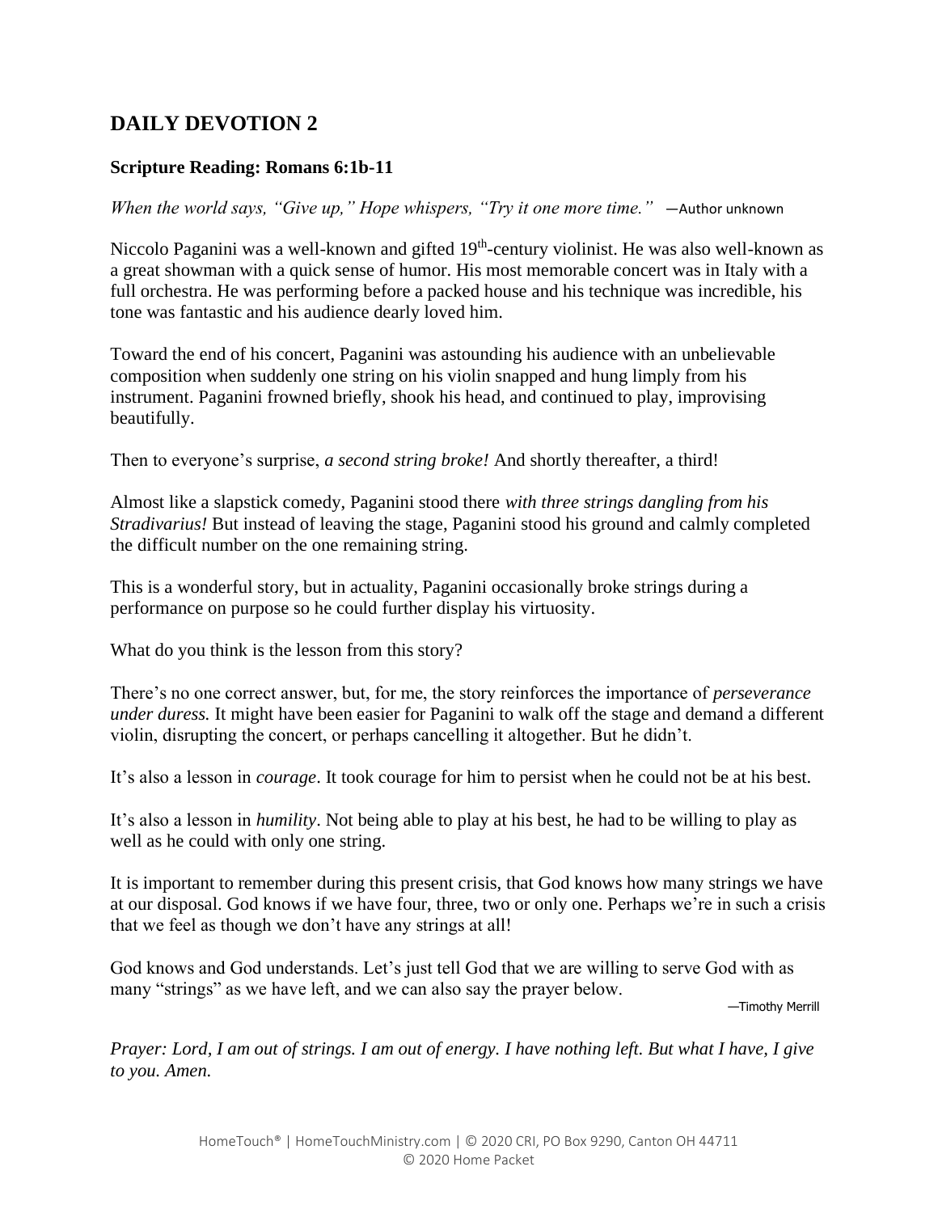## DAILY DEVOTION 2

**Scripture Reading: Romans 6:1b-11**

*When the world says, "Give up," Hope whispers, "Try it one more time."* —Author unknown

Niccolo Paganini was a well-known and gifted 19th-century violinist. He was also well-known as a great showman with a quick sense of humor. His most memorable concert was in Italy with a full orchestra. He was performing before a packed house and his technique was incredible, his tone was fantastic and his audience dearly loved him.

Toward the end of his concert, Paganini was astounding his audience with an unbelievable composition when suddenly one string on his violin snapped and hung limply from his instrument. Paganini frowned briefly, shook his head, and continued to play, improvising beautifully.

Then to everyone's surprise, *a second string broke!* And shortly thereafter, a third!

Almost like a slapstick comedy, Paganini stood there *with three strings dangling from his Stradivarius!* But instead of leaving the stage, Paganini stood his ground and calmly completed the difficult number on the one remaining string.

This is a wonderful story, but in actuality, Paganini occasionally broke strings during a performance on purpose so he could further display his virtuosity.

What do you think is the lesson from this story?

There's no one correct answer, but, for me, the story reinforces the importance of *perseverance under duress.* It might have been easier for Paganini to walk off the stage and demand a different violin, disrupting the concert, or perhaps cancelling it altogether. But he didn't.

It's also a lesson in *courage*. It took courage for him to persist when he could not be at his best.

It's also a lesson in *humility*. Not being able to play at his best, he had to be willing to play as well as he could with only one string.

It is important to remember during this present crisis, that God knows how many strings we have at our disposal. God knows if we have four, three, two or only one. Perhaps we're in such a crisis that we feel as though we don't have any strings at all!

God knows and God understands. Let's just tell God that we are willing to serve God with as many "strings" as we have left, and we can also say the prayer below.

—Timothy Merrill

*Prayer: Lord, I am out of strings. I am out of energy. I have nothing left. But what I have, I give to you. Amen.*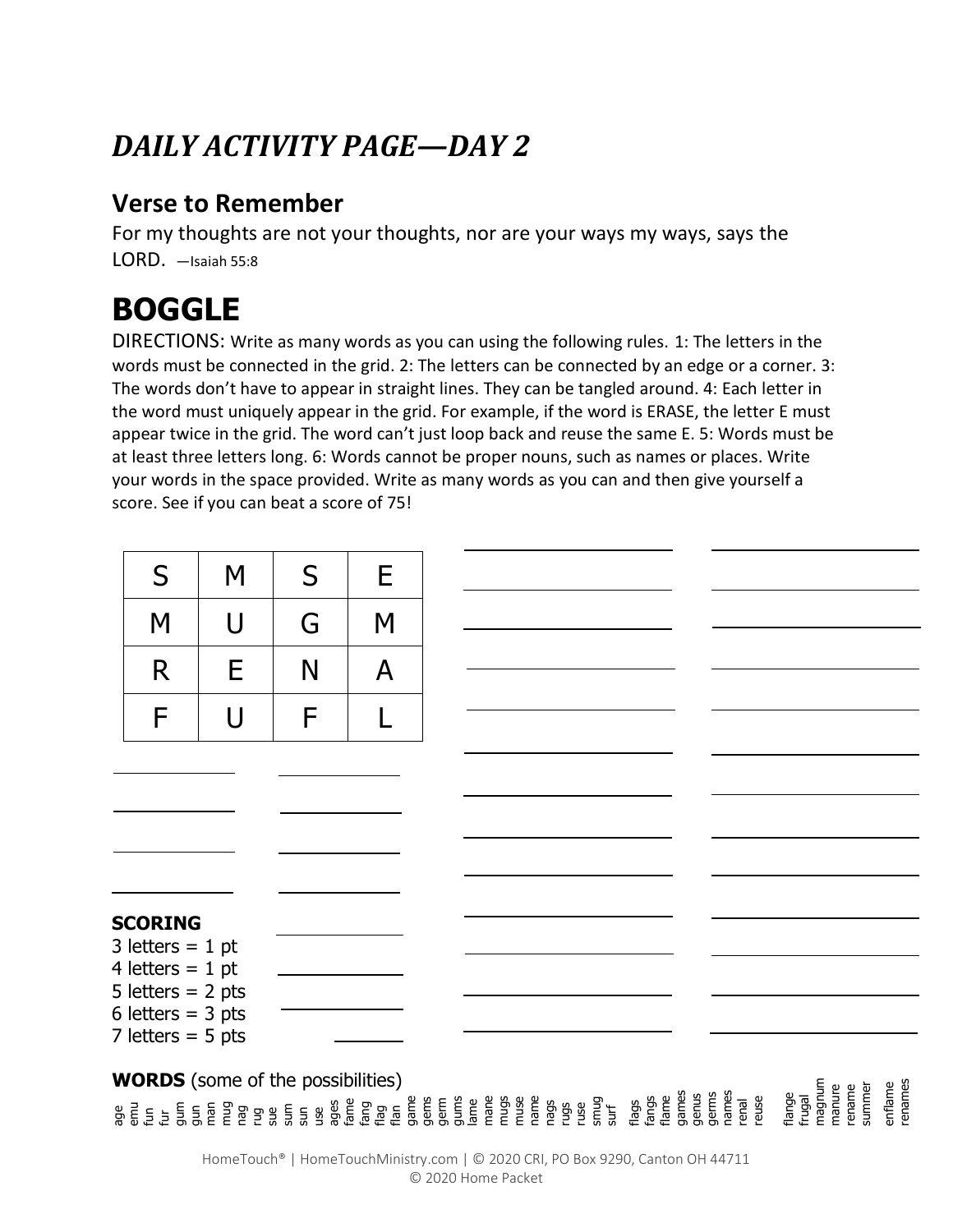# *DAILY ACTIVITY PAGE—DAY 2*

## Verse to Remember

For my thoughts are not your thoughts, nor are your ways my ways, says the LORD. —Isaiah 55:8

# BOGGLE

DIRECTIONS: Write as many words as you can using the following rules. 1: The letters in the words must be connected in the grid. 2: The letters can be connected by an edge or a corner. 3: The words don't have to appear in straight lines. They can be tangled around. 4: Each letter in the word must uniquely appear in the grid. For example, if the word is ERASE, the letter E must appear twice in the grid. The word can't just loop back and reuse the same E. 5: Words must be at least three letters long. 6: Words cannot be proper nouns, such as names or places. Write your words in the space provided. Write as many words as you can and then give yourself a score. See if you can beat a score of 75!

| S | M | S | E |
|---|---|---|---|
| M | U | G | M |
| R | E | N | A |
| F | U | F | L |

**SCORING**
3 letters = 1 pt
4 letters = 1 pt
5 letters = 2 pts
6 letters = 3 pts
7 letters = 5 pts

**WORDS** (some of the possibilities)

age, emu, fun, fur, gum, gun, man, mug, nag, rug, sue, sum, sun, use, ages, fame, fang, flag, flan, game, gems, germ, gums, lame, mane, mugs, muse, name, nags, rugs, ruse, smug, surf, flags, fangs, flame, games, genus, germs, names, renal, reuse, flange, frugal, magnum, manure, rename, summer, enflame, renames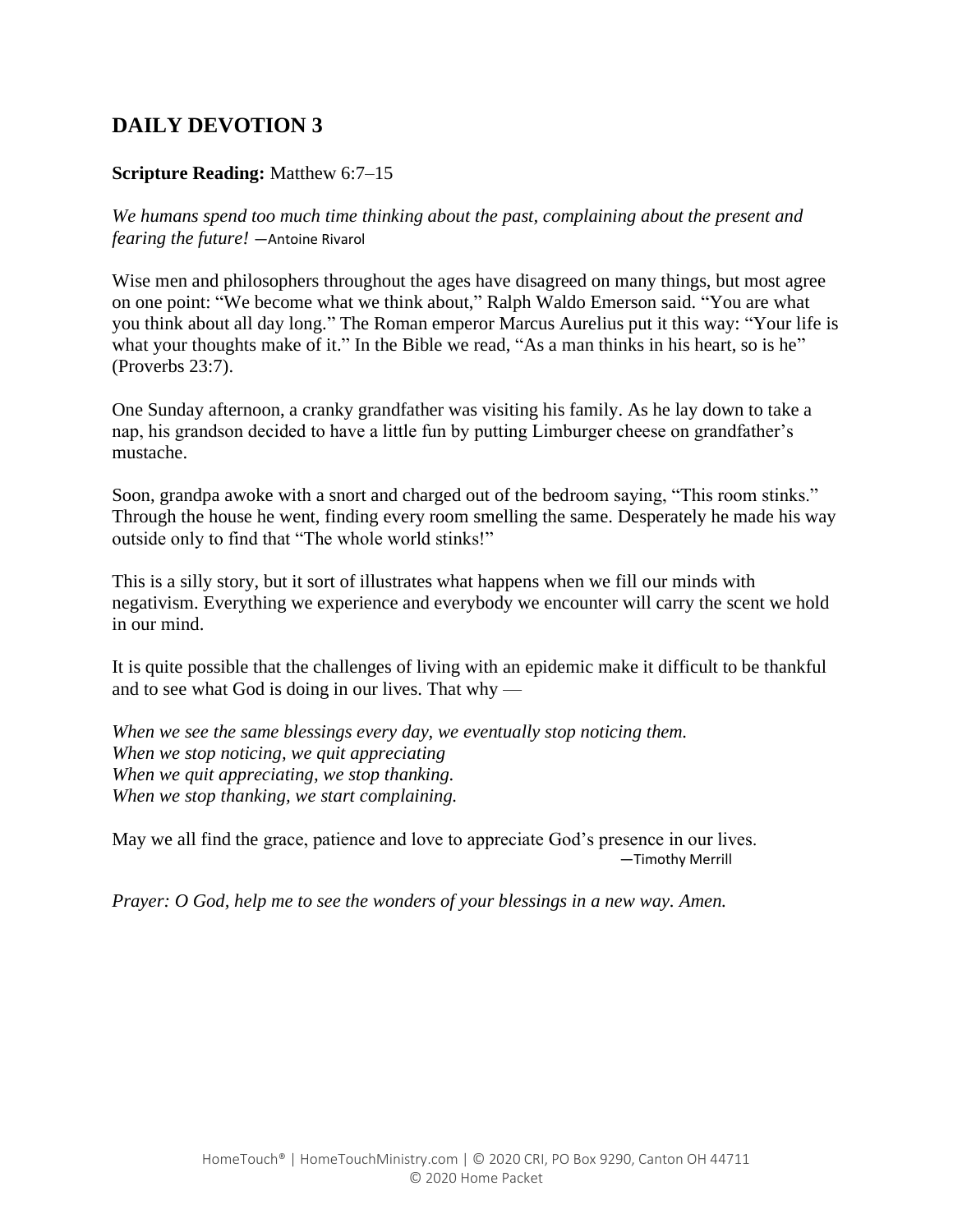## DAILY DEVOTION 3

**Scripture Reading:** Matthew 6:7–15

*We humans spend too much time thinking about the past, complaining about the present and fearing the future!* —Antoine Rivarol

Wise men and philosophers throughout the ages have disagreed on many things, but most agree on one point: "We become what we think about," Ralph Waldo Emerson said. "You are what you think about all day long." The Roman emperor Marcus Aurelius put it this way: "Your life is what your thoughts make of it." In the Bible we read, "As a man thinks in his heart, so is he" (Proverbs 23:7).

One Sunday afternoon, a cranky grandfather was visiting his family. As he lay down to take a nap, his grandson decided to have a little fun by putting Limburger cheese on grandfather's mustache.

Soon, grandpa awoke with a snort and charged out of the bedroom saying, "This room stinks." Through the house he went, finding every room smelling the same. Desperately he made his way outside only to find that "The whole world stinks!"

This is a silly story, but it sort of illustrates what happens when we fill our minds with negativism. Everything we experience and everybody we encounter will carry the scent we hold in our mind.

It is quite possible that the challenges of living with an epidemic make it difficult to be thankful and to see what God is doing in our lives. That why —

*When we see the same blessings every day, we eventually stop noticing them.*
*When we stop noticing, we quit appreciating*
*When we quit appreciating, we stop thanking.*
*When we stop thanking, we start complaining.*

May we all find the grace, patience and love to appreciate God's presence in our lives.

—Timothy Merrill

*Prayer: O God, help me to see the wonders of your blessings in a new way. Amen.*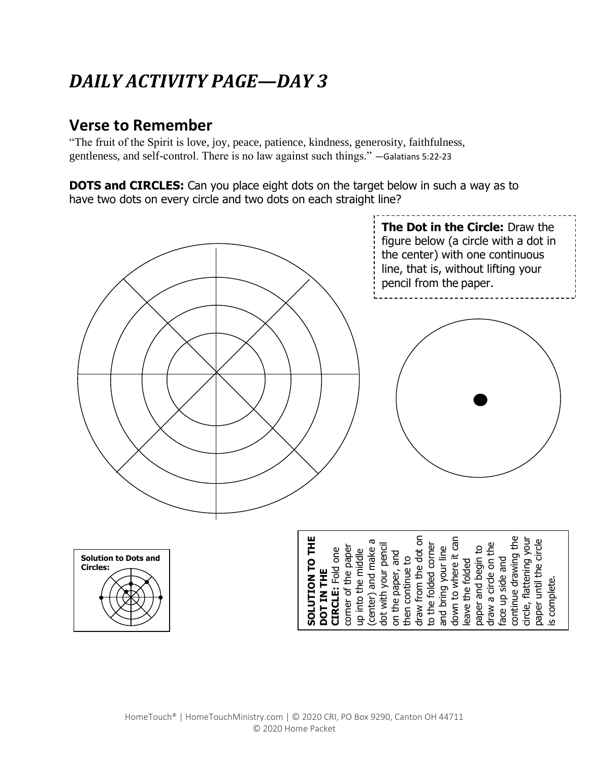# *DAILY ACTIVITY PAGE—DAY 3*

## Verse to Remember

"The fruit of the Spirit is love, joy, peace, patience, kindness, generosity, faithfulness, gentleness, and self-control. There is no law against such things." —Galatians 5:22-23

**DOTS and CIRCLES:** Can you place eight dots on the target below in such a way as to have two dots on every circle and two dots on each straight line?

**The Dot in the Circle:** Draw the figure below (a circle with a dot in the center) with one continuous line, that is, without lifting your pencil from the paper.

**Solution to Dots and Circles:**

**SOLUTION TO THE DOT IN THE CIRCLE:** Fold one corner of the paper up into the middle (center) and make a dot with your pencil on the paper, and then continue to draw from the dot on to the folded corner and bring your line down to where it can leave the folded paper and begin to draw a circle on the face up side and continue drawing the circle, flattening your paper until the circle is complete.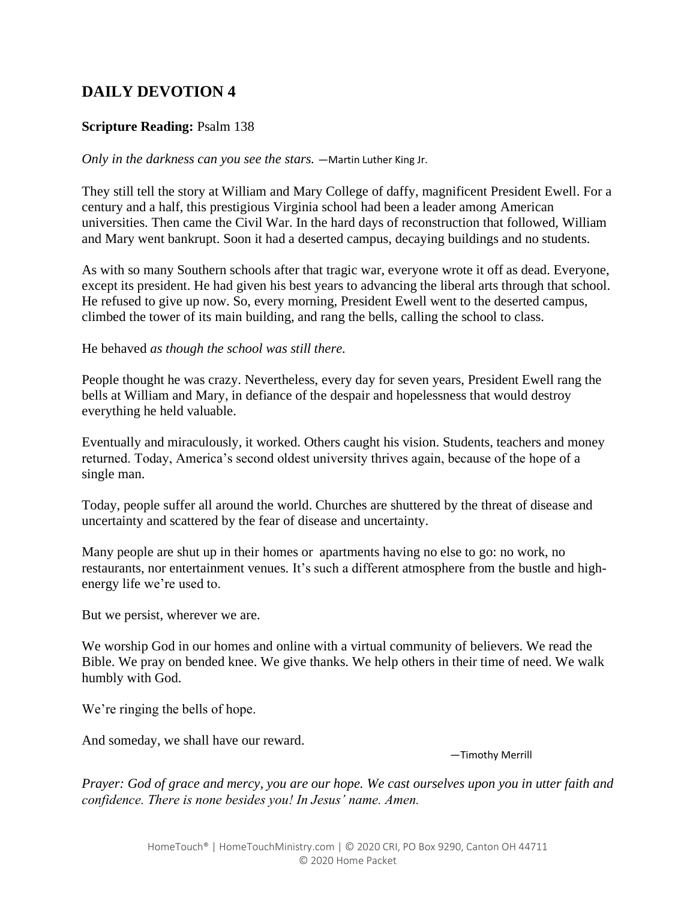## DAILY DEVOTION 4

**Scripture Reading:** Psalm 138

*Only in the darkness can you see the stars.* —Martin Luther King Jr.

They still tell the story at William and Mary College of daffy, magnificent President Ewell. For a century and a half, this prestigious Virginia school had been a leader among American universities. Then came the Civil War. In the hard days of reconstruction that followed, William and Mary went bankrupt. Soon it had a deserted campus, decaying buildings and no students.

As with so many Southern schools after that tragic war, everyone wrote it off as dead. Everyone, except its president. He had given his best years to advancing the liberal arts through that school. He refused to give up now. So, every morning, President Ewell went to the deserted campus, climbed the tower of its main building, and rang the bells, calling the school to class.

He behaved *as though the school was still there.*

People thought he was crazy. Nevertheless, every day for seven years, President Ewell rang the bells at William and Mary, in defiance of the despair and hopelessness that would destroy everything he held valuable.

Eventually and miraculously, it worked. Others caught his vision. Students, teachers and money returned. Today, America's second oldest university thrives again, because of the hope of a single man.

Today, people suffer all around the world. Churches are shuttered by the threat of disease and uncertainty and scattered by the fear of disease and uncertainty.

Many people are shut up in their homes or apartments having no else to go: no work, no restaurants, nor entertainment venues. It's such a different atmosphere from the bustle and high-energy life we're used to.

But we persist, wherever we are.

We worship God in our homes and online with a virtual community of believers. We read the Bible. We pray on bended knee. We give thanks. We help others in their time of need. We walk humbly with God.

We're ringing the bells of hope.

And someday, we shall have our reward.

—Timothy Merrill

*Prayer: God of grace and mercy, you are our hope. We cast ourselves upon you in utter faith and confidence. There is none besides you! In Jesus' name. Amen.*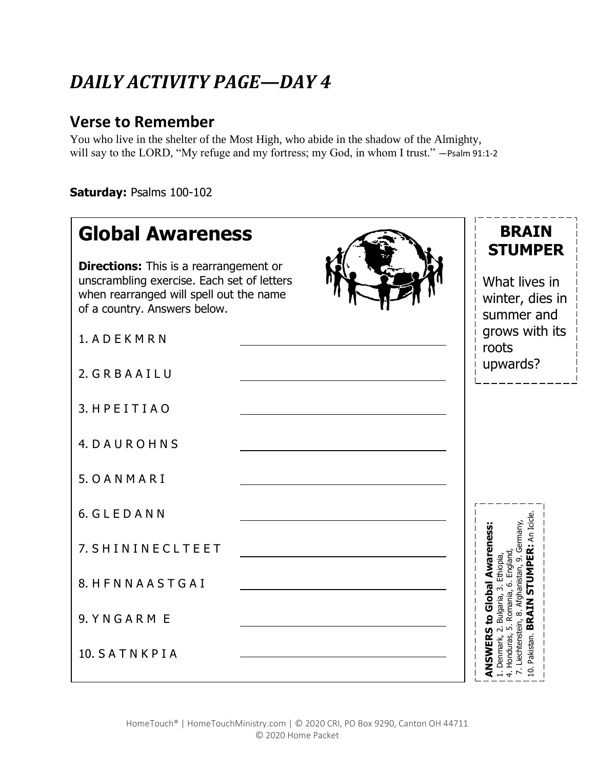# *DAILY ACTIVITY PAGE—DAY 4*

## Verse to Remember

You who live in the shelter of the Most High, who abide in the shadow of the Almighty, will say to the LORD, "My refuge and my fortress; my God, in whom I trust." —Psalm 91:1-2

**Saturday:** Psalms 100-102

## Global Awareness

**Directions:** This is a rearrangement or unscrambling exercise. Each set of letters when rearranged will spell out the name of a country. Answers below.

1. A D E K M R N \_\_\_\_\_\_\_\_\_\_\_\_\_\_\_\_\_\_\_\_
2. G R B A A I L U \_\_\_\_\_\_\_\_\_\_\_\_\_\_\_\_\_\_\_\_
3. H P E I T I A O \_\_\_\_\_\_\_\_\_\_\_\_\_\_\_\_\_\_\_\_
4. D A U R O H N S \_\_\_\_\_\_\_\_\_\_\_\_\_\_\_\_\_\_\_\_
5. O A N M A R I \_\_\_\_\_\_\_\_\_\_\_\_\_\_\_\_\_\_\_\_
6. G L E D A N N \_\_\_\_\_\_\_\_\_\_\_\_\_\_\_\_\_\_\_\_
7. S H I N I N E C L T E E T \_\_\_\_\_\_\_\_\_\_\_\_\_\_\_\_\_\_\_\_
8. H F N N A A S T G A I \_\_\_\_\_\_\_\_\_\_\_\_\_\_\_\_\_\_\_\_
9. Y N G A R M E \_\_\_\_\_\_\_\_\_\_\_\_\_\_\_\_\_\_\_\_
10. S A T N K P I A \_\_\_\_\_\_\_\_\_\_\_\_\_\_\_\_\_\_\_\_

## BRAIN STUMPER

What lives in winter, dies in summer and grows with its roots upwards?

**ANSWERS to Global Awareness:** 1. Denmark, 2. Bulgaria, 3. Ethiopia, 4. Honduras, 5. Romania, 6. England, 7. Liechtenstein, 8. Afghanistan, 9. Germany, 10. Pakistan. **BRAIN STUMPER:** An Icicle.